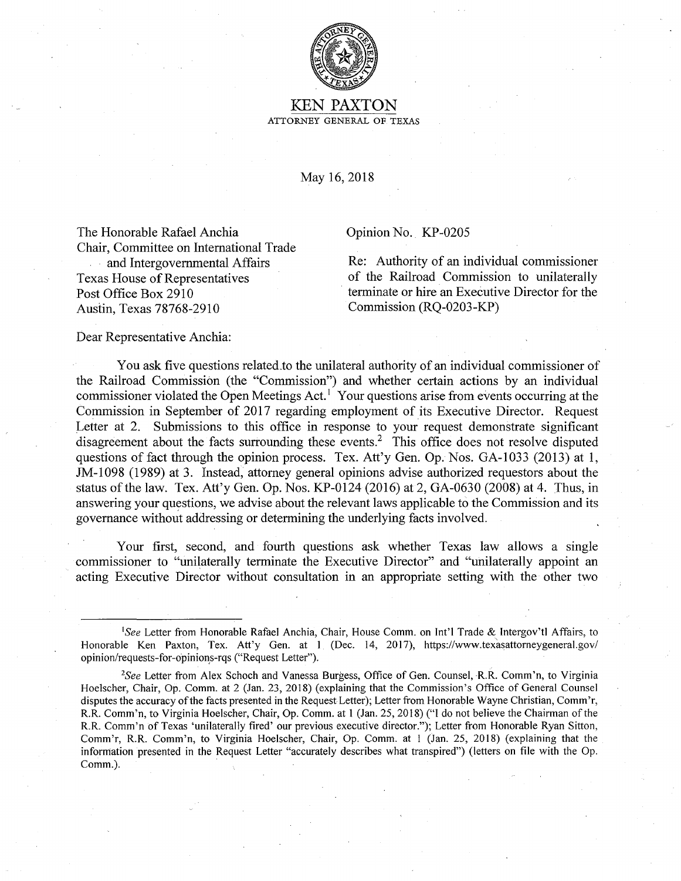# KEN PAXTON

ATTORNEY GENERAL OF TEXAS

May 16, 2018

The Honorable Rafael Anchia
Chair, Committee on International Trade
and Intergovernmental Affairs
Texas House of Representatives
Post Office Box 2910
Austin, Texas 78768-2910

Opinion No. KP-0205

Re: Authority of an individual commissioner of the Railroad Commission to unilaterally terminate or hire an Executive Director for the Commission (RQ-0203-KP)

Dear Representative Anchia:

You ask five questions related to the unilateral authority of an individual commissioner of the Railroad Commission (the "Commission") and whether certain actions by an individual commissioner violated the Open Meetings Act.[1] Your questions arise from events occurring at the Commission in September of 2017 regarding employment of its Executive Director. Request Letter at 2. Submissions to this office in response to your request demonstrate significant disagreement about the facts surrounding these events.[2] This office does not resolve disputed questions of fact through the opinion process. Tex. Att'y Gen. Op. Nos. GA-1033 (2013) at 1, JM-1098 (1989) at 3. Instead, attorney general opinions advise authorized requestors about the status of the law. Tex. Att'y Gen. Op. Nos. KP-0124 (2016) at 2, GA-0630 (2008) at 4. Thus, in answering your questions, we advise about the relevant laws applicable to the Commission and its governance without addressing or determining the underlying facts involved.

Your first, second, and fourth questions ask whether Texas law allows a single commissioner to "unilaterally terminate the Executive Director" and "unilaterally appoint an acting Executive Director without consultation in an appropriate setting with the other two

---

[1]*See* Letter from Honorable Rafael Anchia, Chair, House Comm. on Int'l Trade & Intergov'tl Affairs, to Honorable Ken Paxton, Tex. Att'y Gen. at 1 (Dec. 14, 2017), https://www.texasattorneygeneral.gov/opinion/requests-for-opinions-rqs ("Request Letter").

[2]*See* Letter from Alex Schoch and Vanessa Burgess, Office of Gen. Counsel, R.R. Comm'n, to Virginia Hoelscher, Chair, Op. Comm. at 2 (Jan. 23, 2018) (explaining that the Commission's Office of General Counsel disputes the accuracy of the facts presented in the Request Letter); Letter from Honorable Wayne Christian, Comm'r, R.R. Comm'n, to Virginia Hoelscher, Chair, Op. Comm. at 1 (Jan. 25, 2018) ("I do not believe the Chairman of the R.R. Comm'n of Texas 'unilaterally fired' our previous executive director."); Letter from Honorable Ryan Sitton, Comm'r, R.R. Comm'n, to Virginia Hoelscher, Chair, Op. Comm. at 1 (Jan. 25, 2018) (explaining that the information presented in the Request Letter "accurately describes what transpired") (letters on file with the Op. Comm.).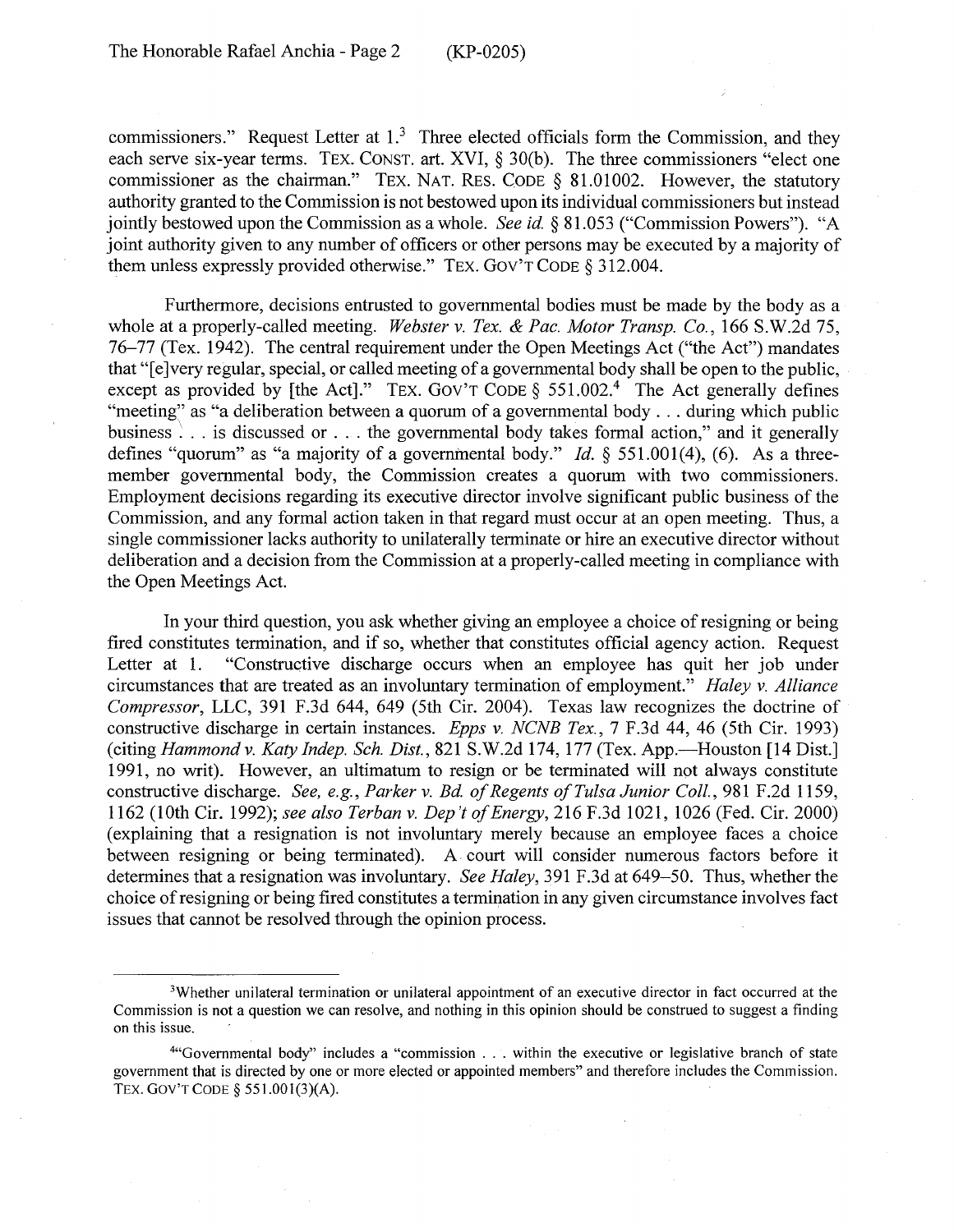commissioners." Request Letter at 1.[3] Three elected officials form the Commission, and they each serve six-year terms. TEX. CONST. art. XVI, § 30(b). The three commissioners "elect one commissioner as the chairman." TEX. NAT. RES. CODE § 81.01002. However, the statutory authority granted to the Commission is not bestowed upon its individual commissioners but instead jointly bestowed upon the Commission as a whole. *See id.* § 81.053 ("Commission Powers"). "A joint authority given to any number of officers or other persons may be executed by a majority of them unless expressly provided otherwise." TEX. GOV'T CODE § 312.004.

Furthermore, decisions entrusted to governmental bodies must be made by the body as a whole at a properly-called meeting. *Webster v. Tex. & Pac. Motor Transp. Co.*, 166 S.W.2d 75, 76–77 (Tex. 1942). The central requirement under the Open Meetings Act ("the Act") mandates that "[e]very regular, special, or called meeting of a governmental body shall be open to the public, except as provided by [the Act]." TEX. GOV'T CODE § 551.002.[4] The Act generally defines "meeting" as "a deliberation between a quorum of a governmental body . . . during which public business . . . is discussed or . . . the governmental body takes formal action," and it generally defines "quorum" as "a majority of a governmental body." *Id.* § 551.001(4), (6). As a three-member governmental body, the Commission creates a quorum with two commissioners. Employment decisions regarding its executive director involve significant public business of the Commission, and any formal action taken in that regard must occur at an open meeting. Thus, a single commissioner lacks authority to unilaterally terminate or hire an executive director without deliberation and a decision from the Commission at a properly-called meeting in compliance with the Open Meetings Act.

In your third question, you ask whether giving an employee a choice of resigning or being fired constitutes termination, and if so, whether that constitutes official agency action. Request Letter at 1. "Constructive discharge occurs when an employee has quit her job under circumstances that are treated as an involuntary termination of employment." *Haley v. Alliance Compressor*, LLC, 391 F.3d 644, 649 (5th Cir. 2004). Texas law recognizes the doctrine of constructive discharge in certain instances. *Epps v. NCNB Tex.*, 7 F.3d 44, 46 (5th Cir. 1993) (citing *Hammond v. Katy Indep. Sch. Dist.*, 821 S.W.2d 174, 177 (Tex. App.—Houston [14 Dist.] 1991, no writ). However, an ultimatum to resign or be terminated will not always constitute constructive discharge. *See, e.g., Parker v. Bd. of Regents of Tulsa Junior Coll.*, 981 F.2d 1159, 1162 (10th Cir. 1992); *see also Terban v. Dep't of Energy*, 216 F.3d 1021, 1026 (Fed. Cir. 2000) (explaining that a resignation is not involuntary merely because an employee faces a choice between resigning or being terminated). A court will consider numerous factors before it determines that a resignation was involuntary. *See Haley*, 391 F.3d at 649–50. Thus, whether the choice of resigning or being fired constitutes a termination in any given circumstance involves fact issues that cannot be resolved through the opinion process.

---

[3]Whether unilateral termination or unilateral appointment of an executive director in fact occurred at the Commission is not a question we can resolve, and nothing in this opinion should be construed to suggest a finding on this issue.

[4]"Governmental body" includes a "commission . . . within the executive or legislative branch of state government that is directed by one or more elected or appointed members" and therefore includes the Commission. TEX. GOV'T CODE § 551.001(3)(A).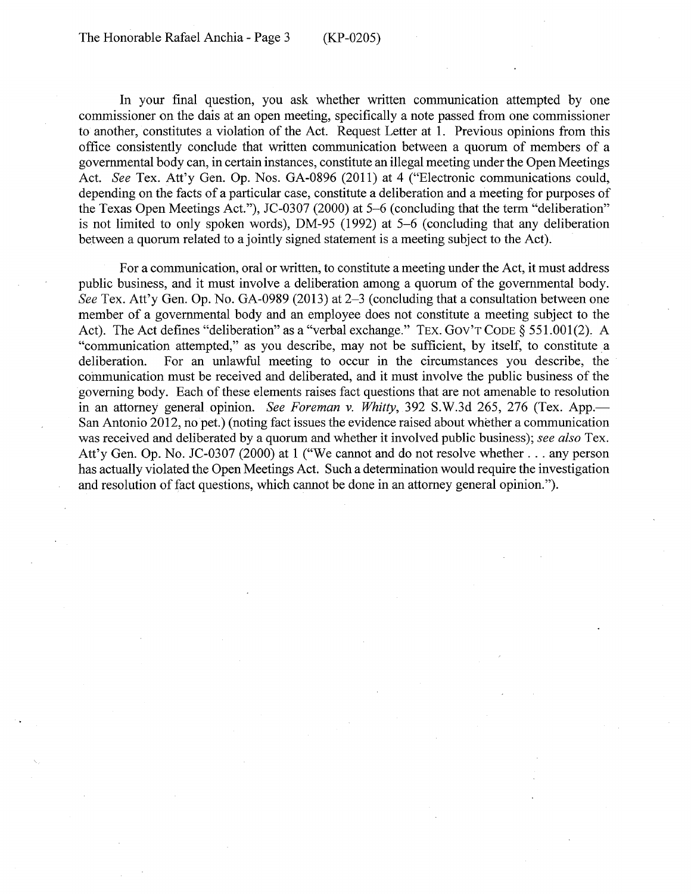In your final question, you ask whether written communication attempted by one commissioner on the dais at an open meeting, specifically a note passed from one commissioner to another, constitutes a violation of the Act. Request Letter at 1. Previous opinions from this office consistently conclude that written communication between a quorum of members of a governmental body can, in certain instances, constitute an illegal meeting under the Open Meetings Act. *See* Tex. Att'y Gen. Op. Nos. GA-0896 (2011) at 4 ("Electronic communications could, depending on the facts of a particular case, constitute a deliberation and a meeting for purposes of the Texas Open Meetings Act."), JC-0307 (2000) at 5–6 (concluding that the term "deliberation" is not limited to only spoken words), DM-95 (1992) at 5–6 (concluding that any deliberation between a quorum related to a jointly signed statement is a meeting subject to the Act).

For a communication, oral or written, to constitute a meeting under the Act, it must address public business, and it must involve a deliberation among a quorum of the governmental body. *See* Tex. Att'y Gen. Op. No. GA-0989 (2013) at 2–3 (concluding that a consultation between one member of a governmental body and an employee does not constitute a meeting subject to the Act). The Act defines "deliberation" as a "verbal exchange." TEX. GOV'T CODE § 551.001(2). A "communication attempted," as you describe, may not be sufficient, by itself, to constitute a deliberation. For an unlawful meeting to occur in the circumstances you describe, the communication must be received and deliberated, and it must involve the public business of the governing body. Each of these elements raises fact questions that are not amenable to resolution in an attorney general opinion. *See Foreman v. Whitty*, 392 S.W.3d 265, 276 (Tex. App.—San Antonio 2012, no pet.) (noting fact issues the evidence raised about whether a communication was received and deliberated by a quorum and whether it involved public business); *see also* Tex. Att'y Gen. Op. No. JC-0307 (2000) at 1 ("We cannot and do not resolve whether . . . any person has actually violated the Open Meetings Act. Such a determination would require the investigation and resolution of fact questions, which cannot be done in an attorney general opinion.").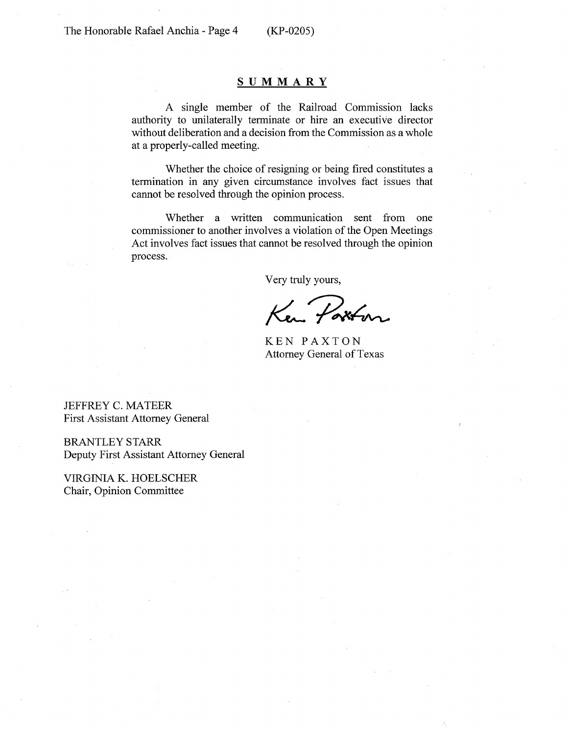## SUMMARY

A single member of the Railroad Commission lacks authority to unilaterally terminate or hire an executive director without deliberation and a decision from the Commission as a whole at a properly-called meeting.

Whether the choice of resigning or being fired constitutes a termination in any given circumstance involves fact issues that cannot be resolved through the opinion process.

Whether a written communication sent from one commissioner to another involves a violation of the Open Meetings Act involves fact issues that cannot be resolved through the opinion process.

Very truly yours,

Ken Paxton

KEN PAXTON
Attorney General of Texas

JEFFREY C. MATEER
First Assistant Attorney General

BRANTLEY STARR
Deputy First Assistant Attorney General

VIRGINIA K. HOELSCHER
Chair, Opinion Committee